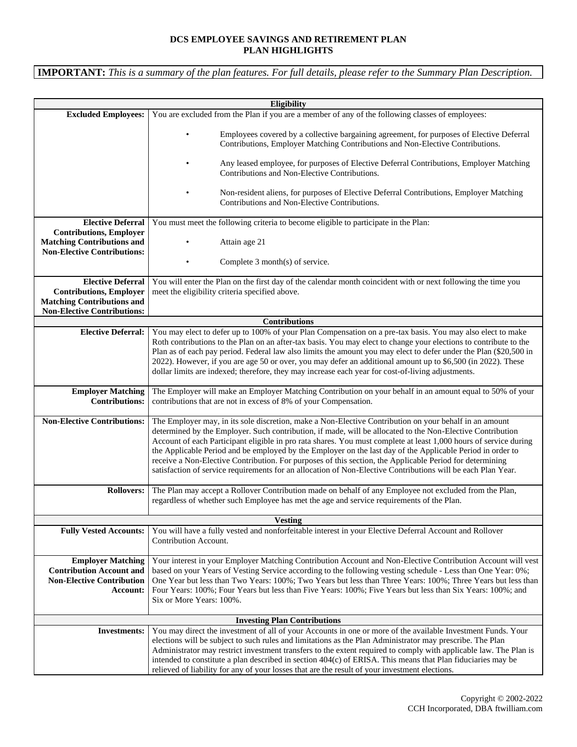# DCS EMPLOYEE SAVINGS AND RETIREMENT PLAN
## PLAN HIGHLIGHTS

**IMPORTANT:** *This is a summary of the plan features. For full details, please refer to the Summary Plan Description.*

| **Eligibility** | |
|---|---|
| **Excluded Employees:** | You are excluded from the Plan if you are a member of any of the following classes of employees:<br><br>• Employees covered by a collective bargaining agreement, for purposes of Elective Deferral Contributions, Employer Matching Contributions and Non-Elective Contributions.<br><br>• Any leased employee, for purposes of Elective Deferral Contributions, Employer Matching Contributions and Non-Elective Contributions.<br><br>• Non-resident aliens, for purposes of Elective Deferral Contributions, Employer Matching Contributions and Non-Elective Contributions. |
| **Elective Deferral Contributions, Employer Matching Contributions and Non-Elective Contributions:** | You must meet the following criteria to become eligible to participate in the Plan:<br><br>• Attain age 21<br><br>• Complete 3 month(s) of service. |
| **Elective Deferral Contributions, Employer Matching Contributions and Non-Elective Contributions:** | You will enter the Plan on the first day of the calendar month coincident with or next following the time you meet the eligibility criteria specified above. |
| **Contributions** | |
| **Elective Deferral:** | You may elect to defer up to 100% of your Plan Compensation on a pre-tax basis. You may also elect to make Roth contributions to the Plan on an after-tax basis. You may elect to change your elections to contribute to the Plan as of each pay period. Federal law also limits the amount you may elect to defer under the Plan ($20,500 in 2022). However, if you are age 50 or over, you may defer an additional amount up to $6,500 (in 2022). These dollar limits are indexed; therefore, they may increase each year for cost-of-living adjustments. |
| **Employer Matching Contributions:** | The Employer will make an Employer Matching Contribution on your behalf in an amount equal to 50% of your contributions that are not in excess of 8% of your Compensation. |
| **Non-Elective Contributions:** | The Employer may, in its sole discretion, make a Non-Elective Contribution on your behalf in an amount determined by the Employer. Such contribution, if made, will be allocated to the Non-Elective Contribution Account of each Participant eligible in pro rata shares. You must complete at least 1,000 hours of service during the Applicable Period and be employed by the Employer on the last day of the Applicable Period in order to receive a Non-Elective Contribution. For purposes of this section, the Applicable Period for determining satisfaction of service requirements for an allocation of Non-Elective Contributions will be each Plan Year. |
| **Rollovers:** | The Plan may accept a Rollover Contribution made on behalf of any Employee not excluded from the Plan, regardless of whether such Employee has met the age and service requirements of the Plan. |
| **Vesting** | |
| **Fully Vested Accounts:** | You will have a fully vested and nonforfeitable interest in your Elective Deferral Account and Rollover Contribution Account. |
| **Employer Matching Contribution Account and Non-Elective Contribution Account:** | Your interest in your Employer Matching Contribution Account and Non-Elective Contribution Account will vest based on your Years of Vesting Service according to the following vesting schedule - Less than One Year: 0%; One Year but less than Two Years: 100%; Two Years but less than Three Years: 100%; Three Years but less than Four Years: 100%; Four Years but less than Five Years: 100%; Five Years but less than Six Years: 100%; and Six or More Years: 100%. |
| **Investing Plan Contributions** | |
| **Investments:** | You may direct the investment of all of your Accounts in one or more of the available Investment Funds. Your elections will be subject to such rules and limitations as the Plan Administrator may prescribe. The Plan Administrator may restrict investment transfers to the extent required to comply with applicable law. The Plan is intended to constitute a plan described in section 404(c) of ERISA. This means that Plan fiduciaries may be relieved of liability for any of your losses that are the result of your investment elections. |

Copyright © 2002-2022
CCH Incorporated, DBA ftwilliam.com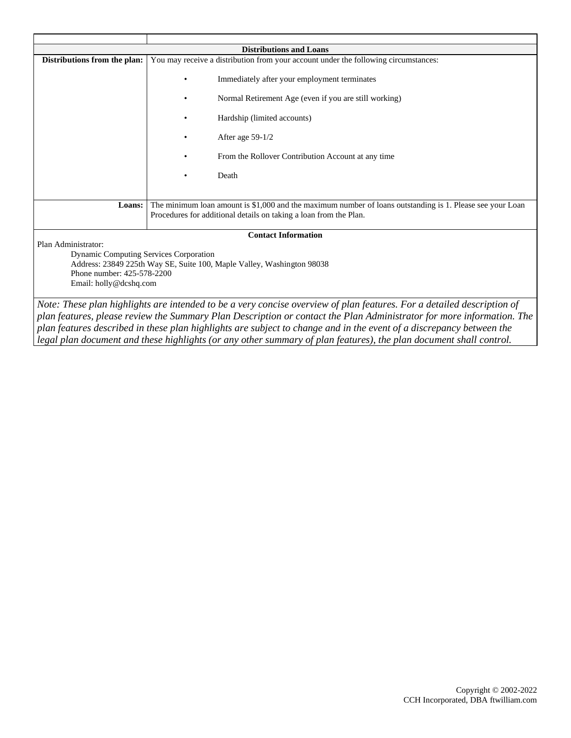| | |
|---|---|
| **Distributions and Loans** | |
| **Distributions from the plan:** | You may receive a distribution from your account under the following circumstances:<br><br>• Immediately after your employment terminates<br>• Normal Retirement Age (even if you are still working)<br>• Hardship (limited accounts)<br>• After age 59-1/2<br>• From the Rollover Contribution Account at any time<br>• Death |
| **Loans:** | The minimum loan amount is $1,000 and the maximum number of loans outstanding is 1. Please see your Loan Procedures for additional details on taking a loan from the Plan. |

**Contact Information**

Plan Administrator:

Dynamic Computing Services Corporation
Address: 23849 225th Way SE, Suite 100, Maple Valley, Washington 98038
Phone number: 425-578-2200
Email: holly@dcshq.com

*Note: These plan highlights are intended to be a very concise overview of plan features. For a detailed description of plan features, please review the Summary Plan Description or contact the Plan Administrator for more information. The plan features described in these plan highlights are subject to change and in the event of a discrepancy between the legal plan document and these highlights (or any other summary of plan features), the plan document shall control.*

Copyright © 2002-2022
CCH Incorporated, DBA ftwilliam.com